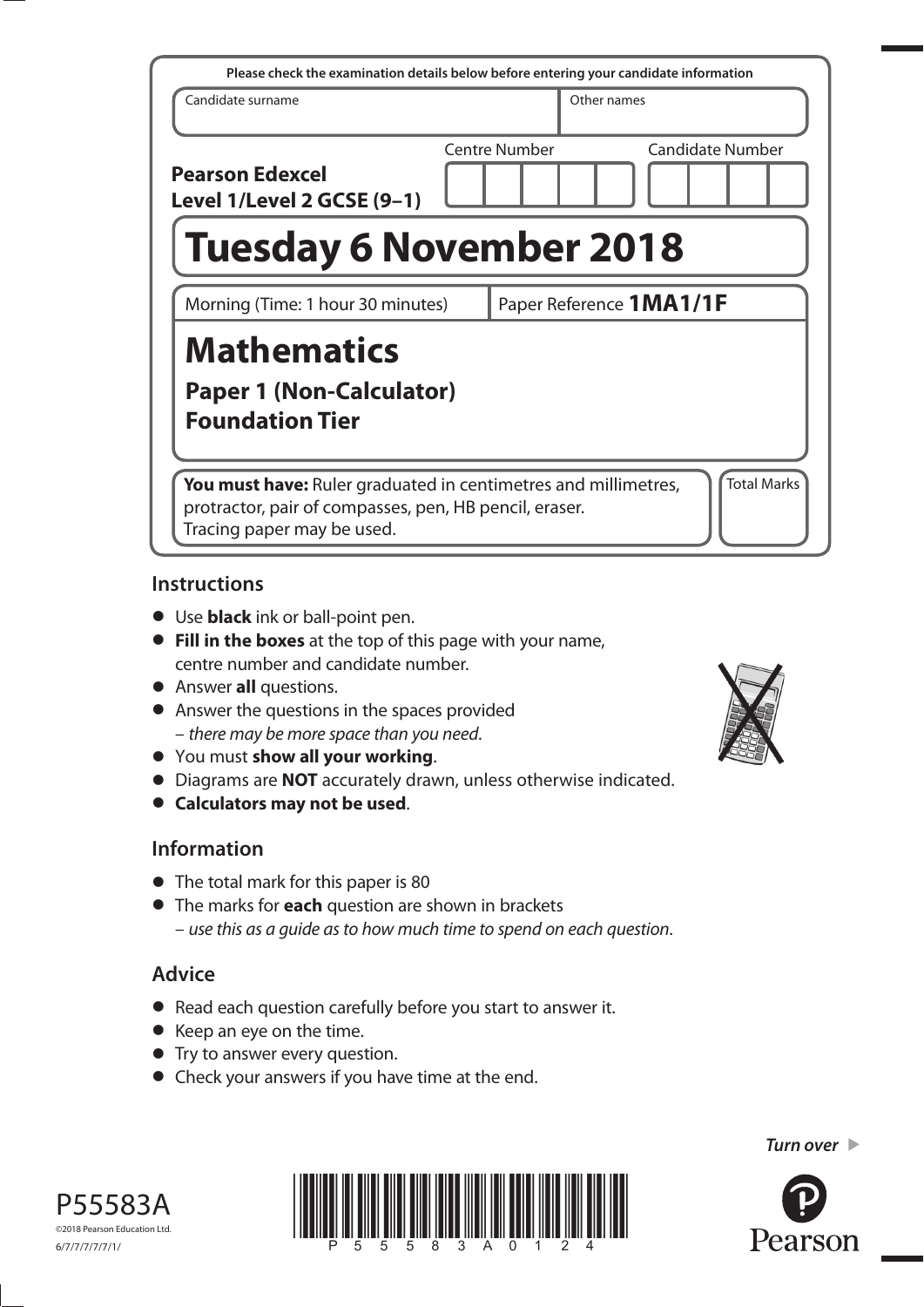Please check the examination details below before entering your candidate information

| Candidate surname | Other names |
| --- | --- |
| | |

**Pearson Edexcel Level 1/Level 2 GCSE (9–1)**

Centre Number | Candidate Number

# Tuesday 6 November 2018

Morning (Time: 1 hour 30 minutes) | Paper Reference **1MA1/1F**

# Mathematics

## Paper 1 (Non-Calculator)
## Foundation Tier

**You must have:** Ruler graduated in centimetres and millimetres, protractor, pair of compasses, pen, HB pencil, eraser. Tracing paper may be used.

Total Marks

## Instructions

- Use **black** ink or ball-point pen.
- **Fill in the boxes** at the top of this page with your name, centre number and candidate number.
- Answer **all** questions.
- Answer the questions in the spaces provided – *there may be more space than you need*.
- You must **show all your working**.
- Diagrams are **NOT** accurately drawn, unless otherwise indicated.
- **Calculators may not be used**.

## Information

- The total mark for this paper is 80
- The marks for **each** question are shown in brackets – *use this as a guide as to how much time to spend on each question*.

## Advice

- Read each question carefully before you start to answer it.
- Keep an eye on the time.
- Try to answer every question.
- Check your answers if you have time at the end.

*Turn over*

P55583A

©2018 Pearson Education Ltd.

6/7/7/7/7/7/1/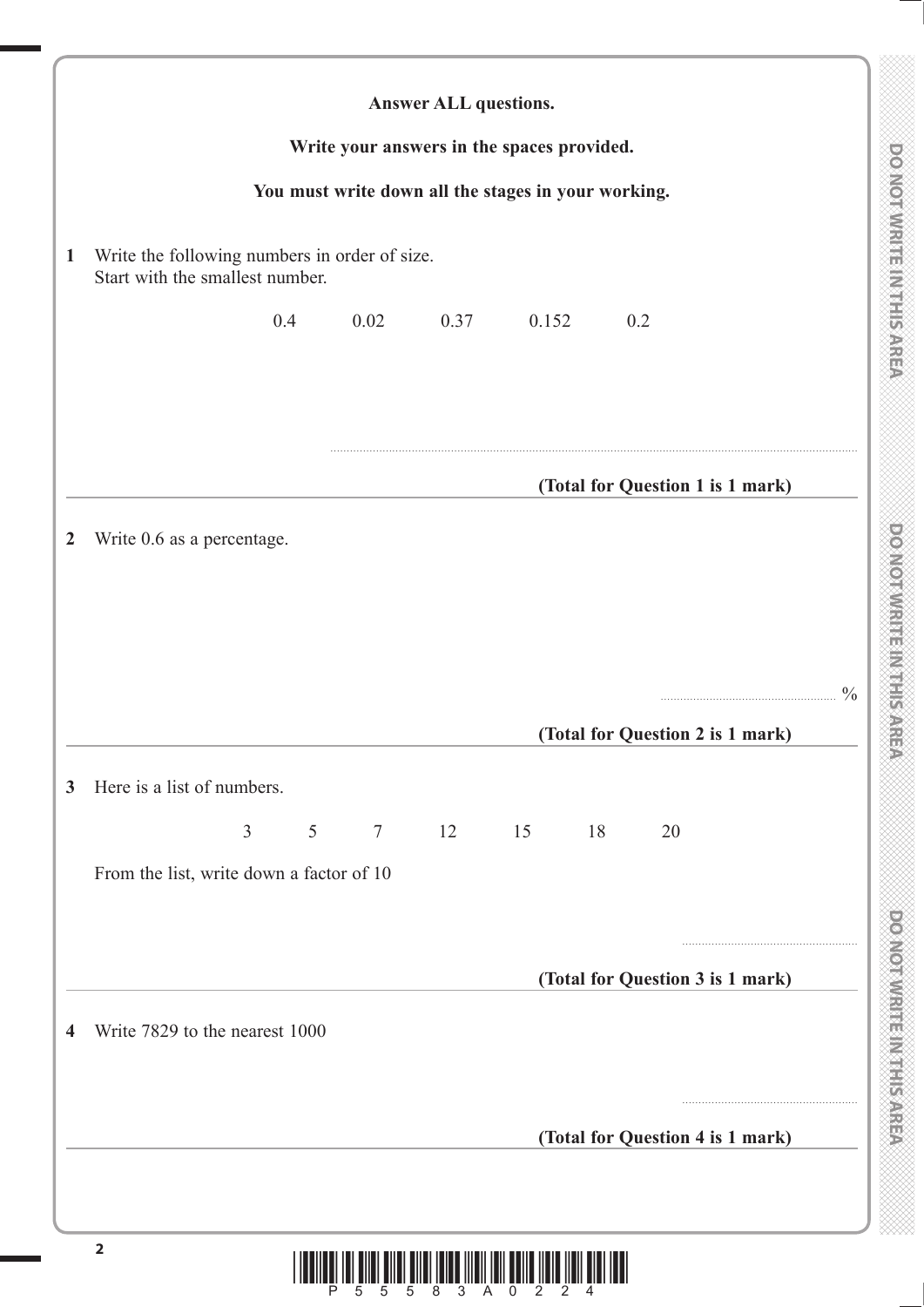**Answer ALL questions.**

**Write your answers in the spaces provided.**

**You must write down all the stages in your working.**

**1** Write the following numbers in order of size.
Start with the smallest number.

0.4 0.02 0.37 0.152 0.2

..............................................................................................................

**(Total for Question 1 is 1 mark)**

---

**2** Write 0.6 as a percentage.

.............................................. %

**(Total for Question 2 is 1 mark)**

---

**3** Here is a list of numbers.

3 5 7 12 15 18 20

From the list, write down a factor of 10

..............................................

**(Total for Question 3 is 1 mark)**

---

**4** Write 7829 to the nearest 1000

..............................................

**(Total for Question 4 is 1 mark)**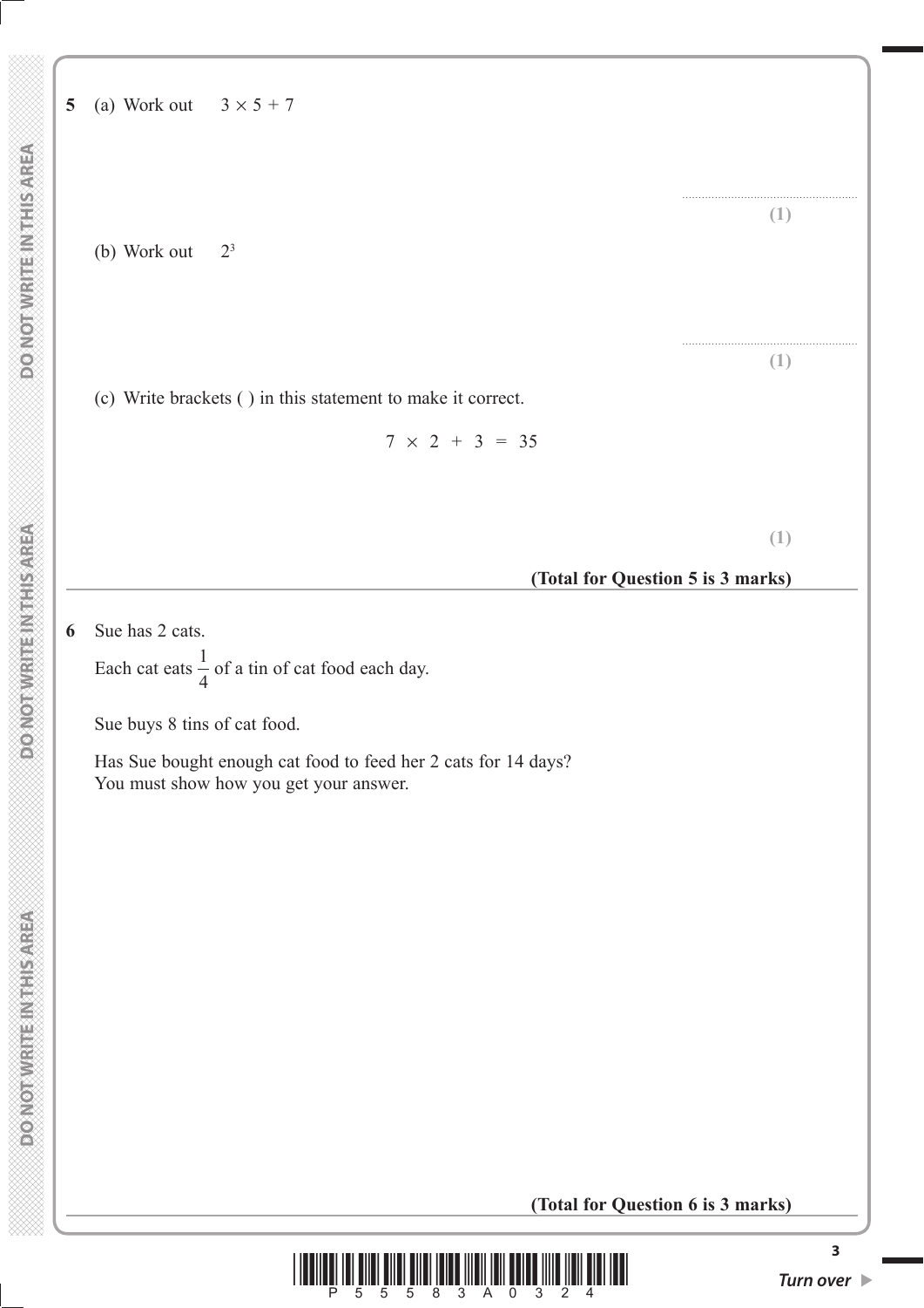**5** (a) Work out $3 \times 5 + 7$

..........................................

**(1)**

(b) Work out $2^3$

..........................................

**(1)**

(c) Write brackets ( ) in this statement to make it correct.

$$7 \times 2 + 3 = 35$$

**(1)**

**(Total for Question 5 is 3 marks)**

---

**6** Sue has 2 cats.

Each cat eats $\frac{1}{4}$ of a tin of cat food each day.

Sue buys 8 tins of cat food.

Has Sue bought enough cat food to feed her 2 cats for 14 days?
You must show how you get your answer.

**(Total for Question 6 is 3 marks)**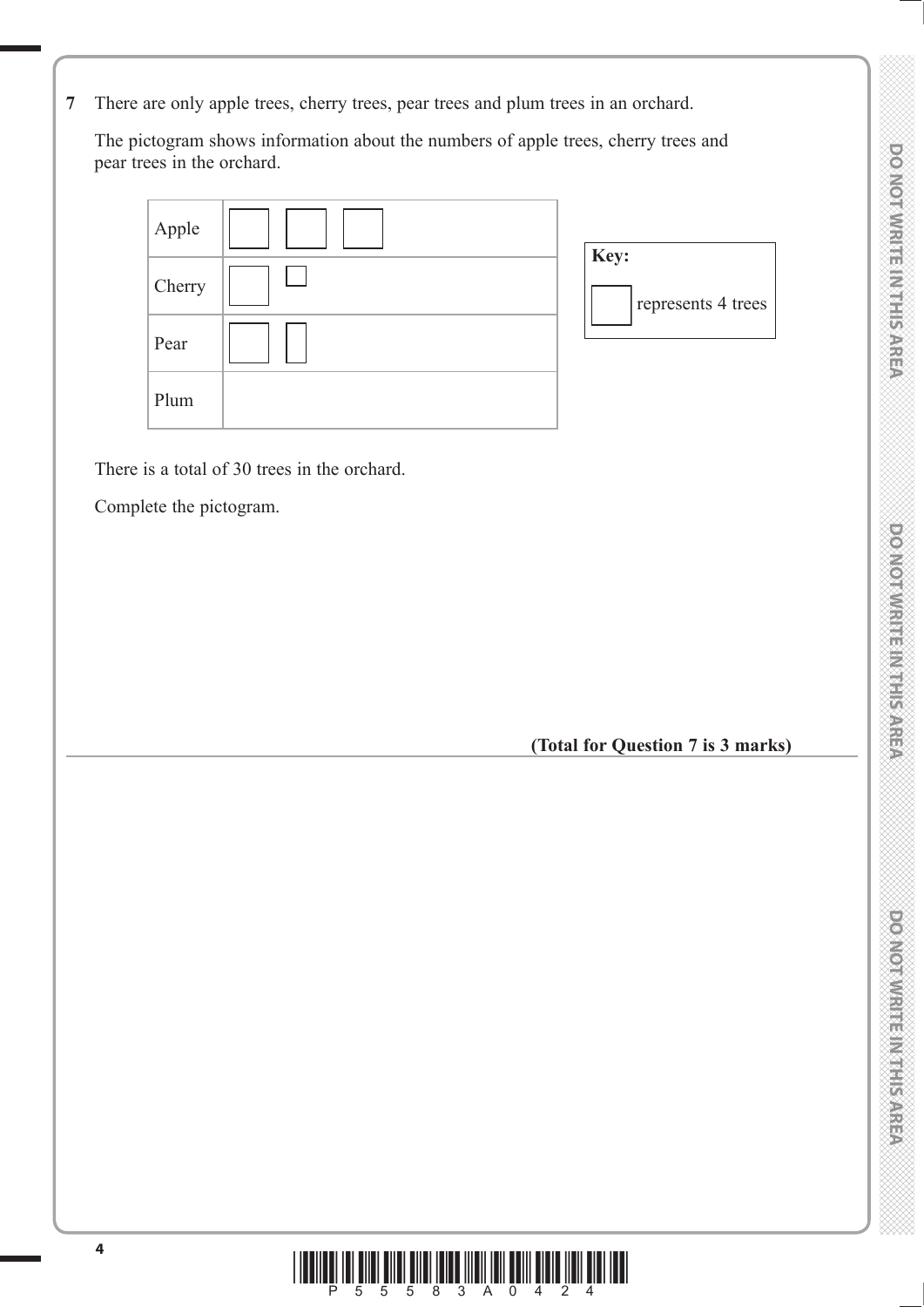**7** There are only apple trees, cherry trees, pear trees and plum trees in an orchard.

The pictogram shows information about the numbers of apple trees, cherry trees and pear trees in the orchard.

| | |
|---|---|
| Apple | ☐ ☐ ☐ |
| Cherry | ☐ ▫ |
| Pear | ☐ ▯ |
| Plum | |

**Key:**

☐ represents 4 trees

There is a total of 30 trees in the orchard.

Complete the pictogram.

**(Total for Question 7 is 3 marks)**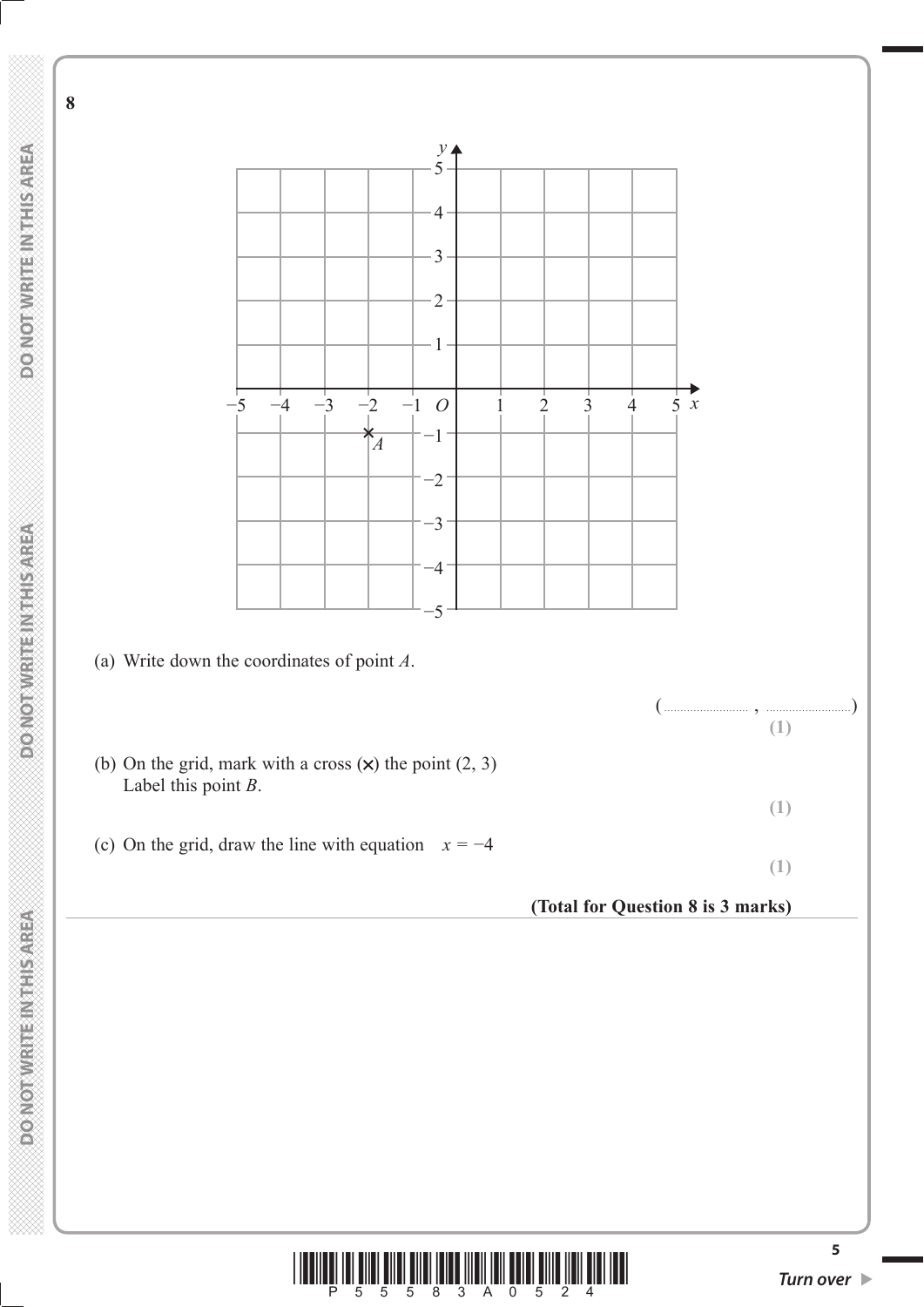**8**

(a) Write down the coordinates of point $A$.

( .......................... , .......................... )

**(1)**

(b) On the grid, mark with a cross (×) the point (2, 3)
Label this point $B$.

**(1)**

(c) On the grid, draw the line with equation $x = -4$

**(1)**

**(Total for Question 8 is 3 marks)**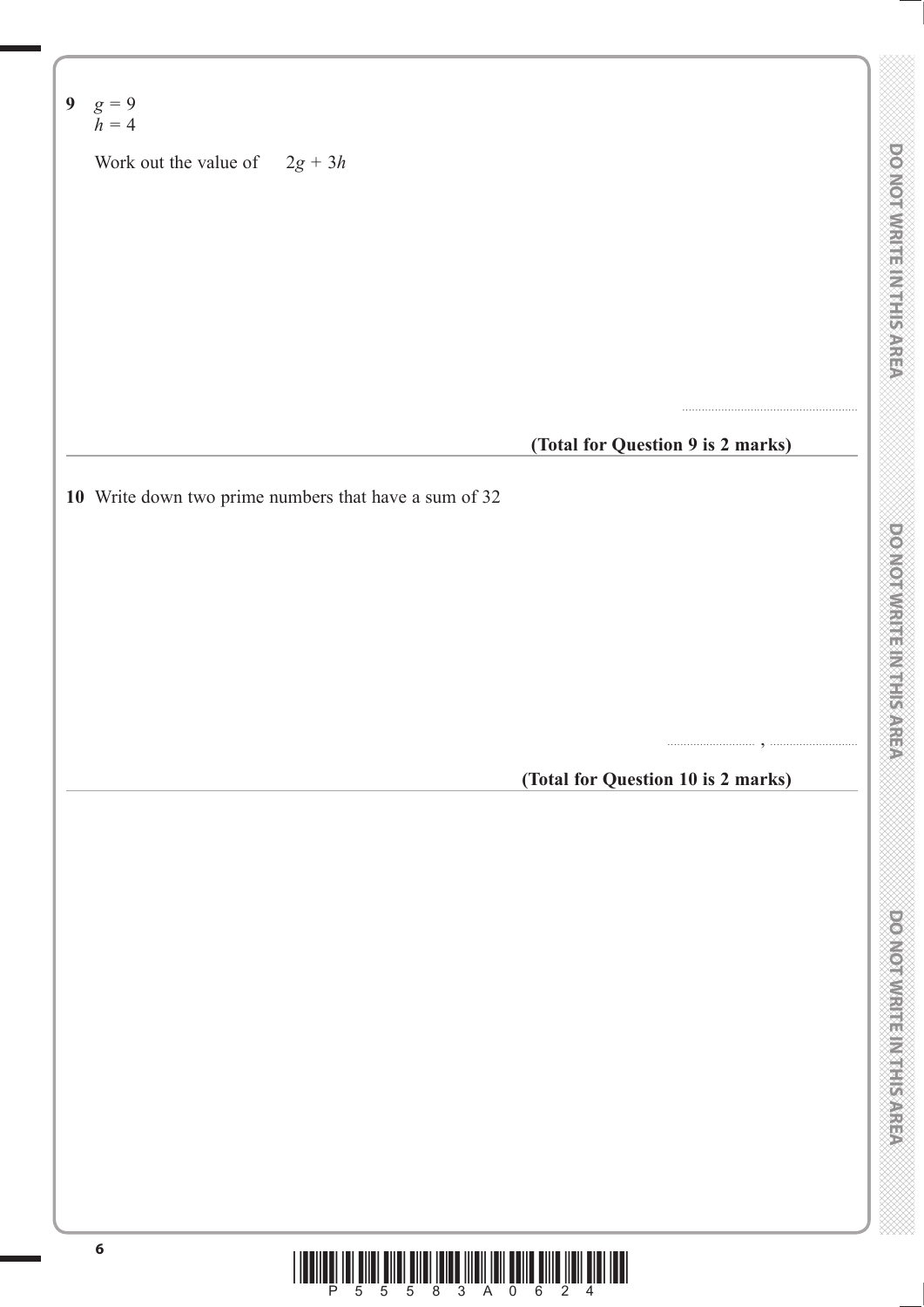**9** $g = 9$
$h = 4$

Work out the value of $2g + 3h$

..........................................................

**(Total for Question 9 is 2 marks)**

---

**10** Write down two prime numbers that have a sum of 32

.............................. , ..............................

**(Total for Question 10 is 2 marks)**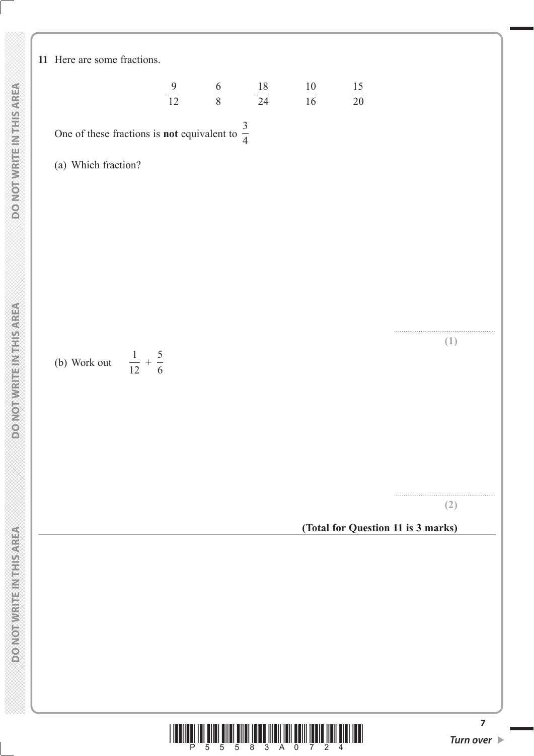**11** Here are some fractions.

$$\frac{9}{12} \qquad \frac{6}{8} \qquad \frac{18}{24} \qquad \frac{10}{16} \qquad \frac{15}{20}$$

One of these fractions is **not** equivalent to $\frac{3}{4}$

(a) Which fraction?

..........................................................

**(1)**

(b) Work out $\quad \frac{1}{12} + \frac{5}{6}$

..........................................................

**(2)**

**(Total for Question 11 is 3 marks)**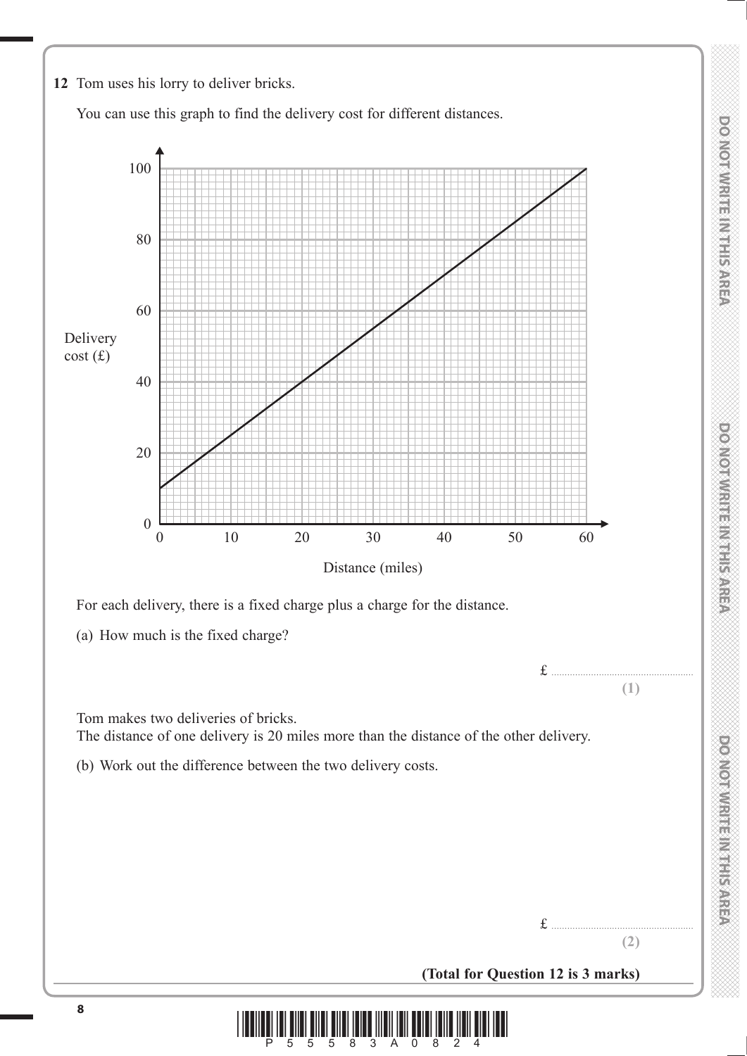**12** Tom uses his lorry to deliver bricks.

You can use this graph to find the delivery cost for different distances.

For each delivery, there is a fixed charge plus a charge for the distance.

(a) How much is the fixed charge?

£ ..............................

**(1)**

Tom makes two deliveries of bricks.
The distance of one delivery is 20 miles more than the distance of the other delivery.

(b) Work out the difference between the two delivery costs.

£ ..............................

**(2)**

**(Total for Question 12 is 3 marks)**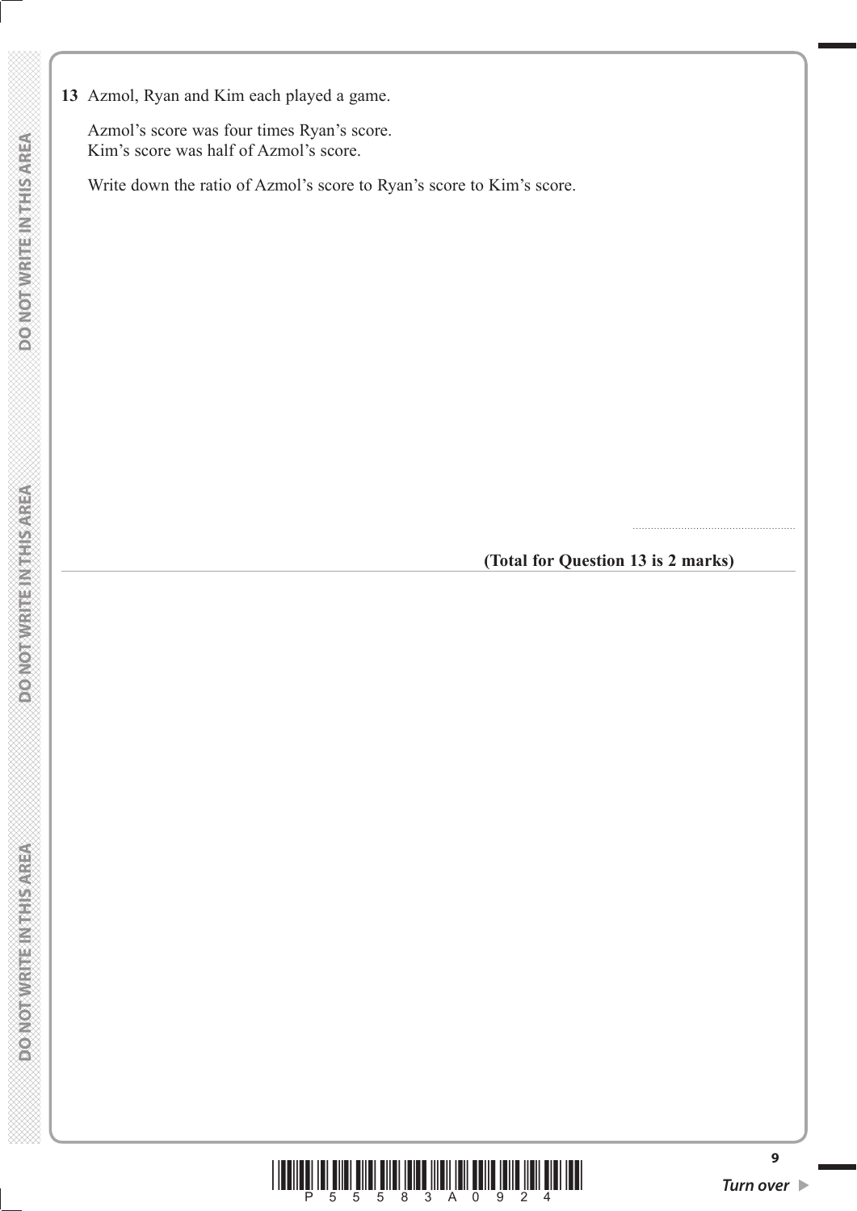**13** Azmol, Ryan and Kim each played a game.

Azmol's score was four times Ryan's score.
Kim's score was half of Azmol's score.

Write down the ratio of Azmol's score to Ryan's score to Kim's score.

......................................................

**(Total for Question 13 is 2 marks)**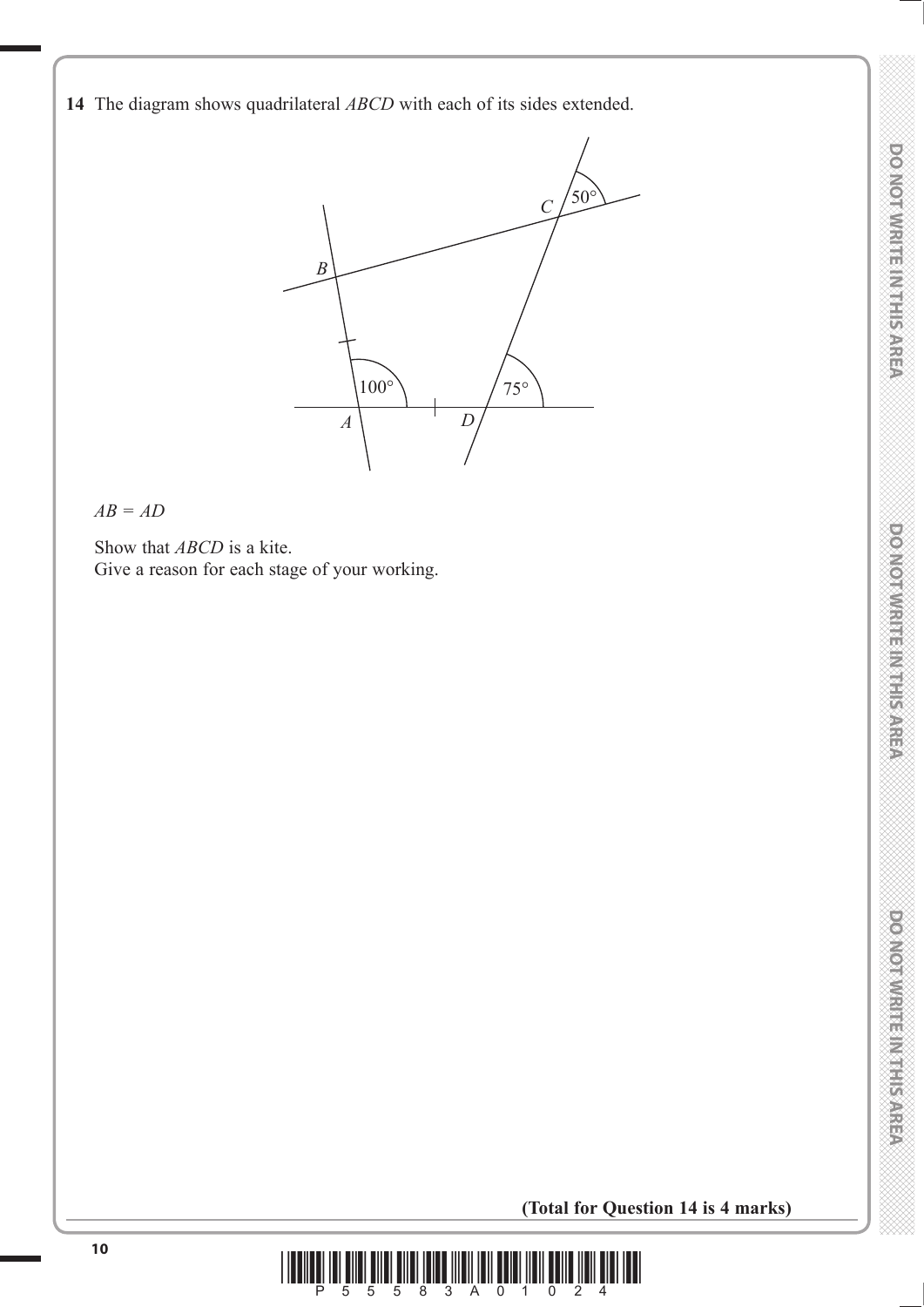**14** The diagram shows quadrilateral *ABCD* with each of its sides extended.

$AB = AD$

Show that *ABCD* is a kite.
Give a reason for each stage of your working.

**(Total for Question 14 is 4 marks)**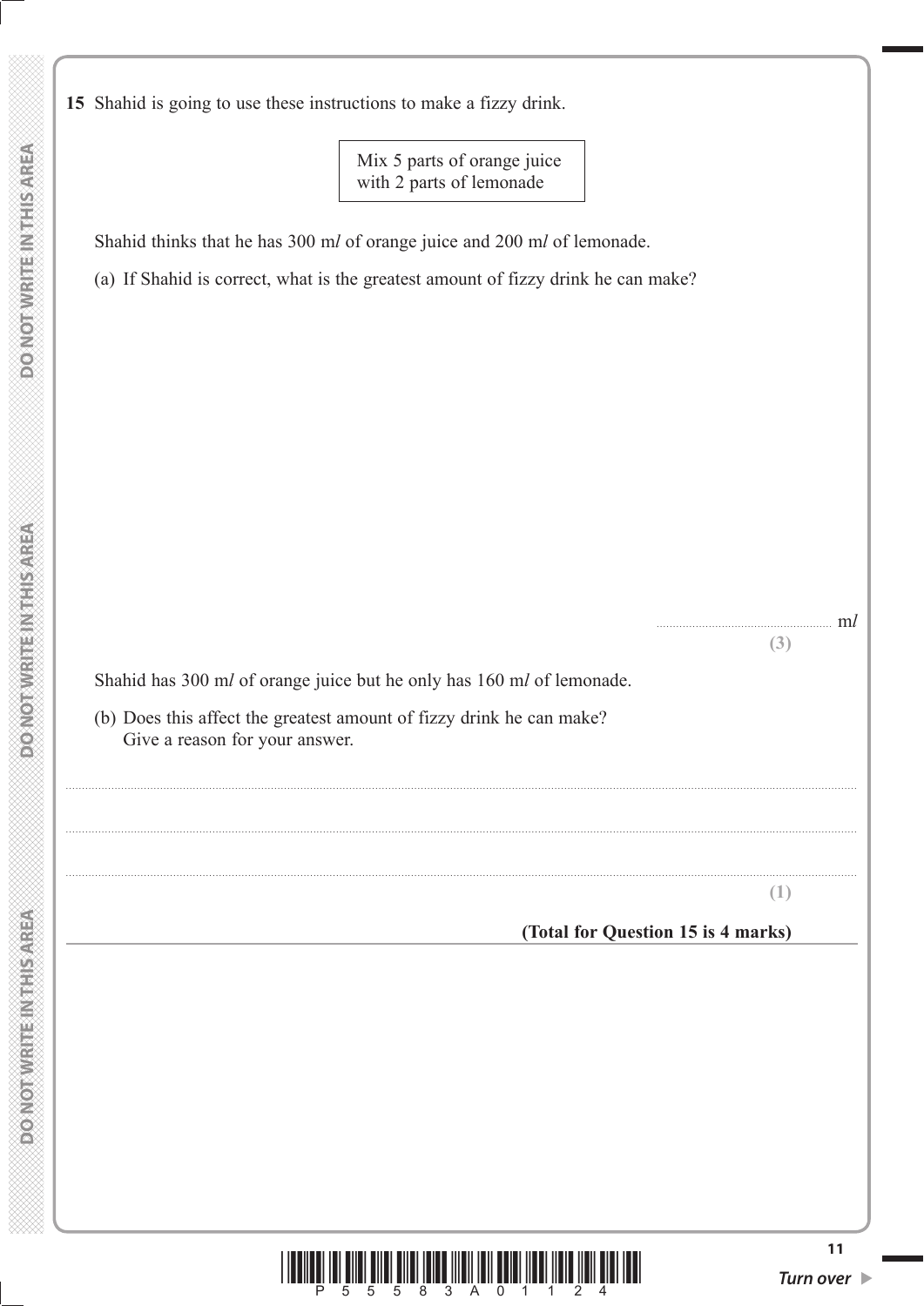**15** Shahid is going to use these instructions to make a fizzy drink.

> Mix 5 parts of orange juice
> with 2 parts of lemonade

Shahid thinks that he has 300 m*l* of orange juice and 200 m*l* of lemonade.

(a) If Shahid is correct, what is the greatest amount of fizzy drink he can make?

.................................................... m*l*

**(3)**

Shahid has 300 m*l* of orange juice but he only has 160 m*l* of lemonade.

(b) Does this affect the greatest amount of fizzy drink he can make?
Give a reason for your answer.

..................................................................................................................................................

..................................................................................................................................................

..................................................................................................................................................

**(1)**

**(Total for Question 15 is 4 marks)**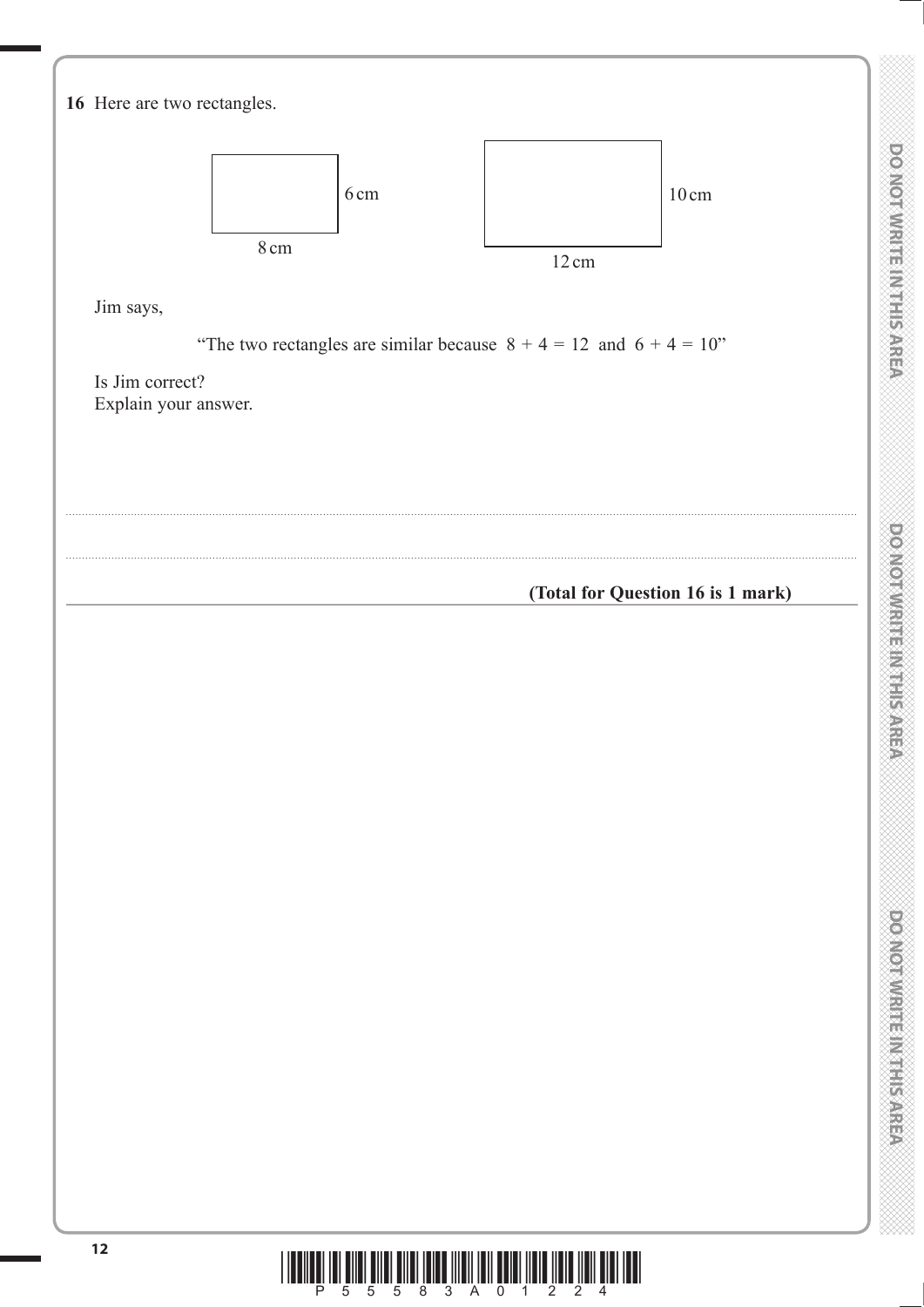**16** Here are two rectangles.

6 cm

8 cm

10 cm

12 cm

Jim says,

"The two rectangles are similar because $8 + 4 = 12$ and $6 + 4 = 10$"

Is Jim correct?
Explain your answer.

.......................................................................................................................................................................................................................

.......................................................................................................................................................................................................................

**(Total for Question 16 is 1 mark)**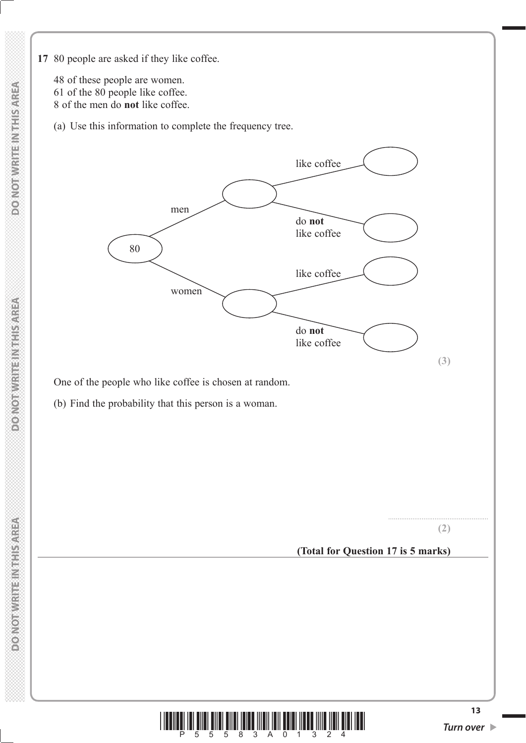**17** 80 people are asked if they like coffee.

48 of these people are women.
61 of the 80 people like coffee.
8 of the men do **not** like coffee.

(a) Use this information to complete the frequency tree.

```
                              like coffee
                  ┌─────( )──────────────( )
           men    │         do not
                  │         like coffee
   ( 80 )─────────┤         ─────────────( )
                  │
           women  │         like coffee
                  └─────( )──────────────( )
                            do not
                            like coffee
                            ─────────────( )
```

**(3)**

One of the people who like coffee is chosen at random.

(b) Find the probability that this person is a woman.

.......................................................

**(2)**

**(Total for Question 17 is 5 marks)**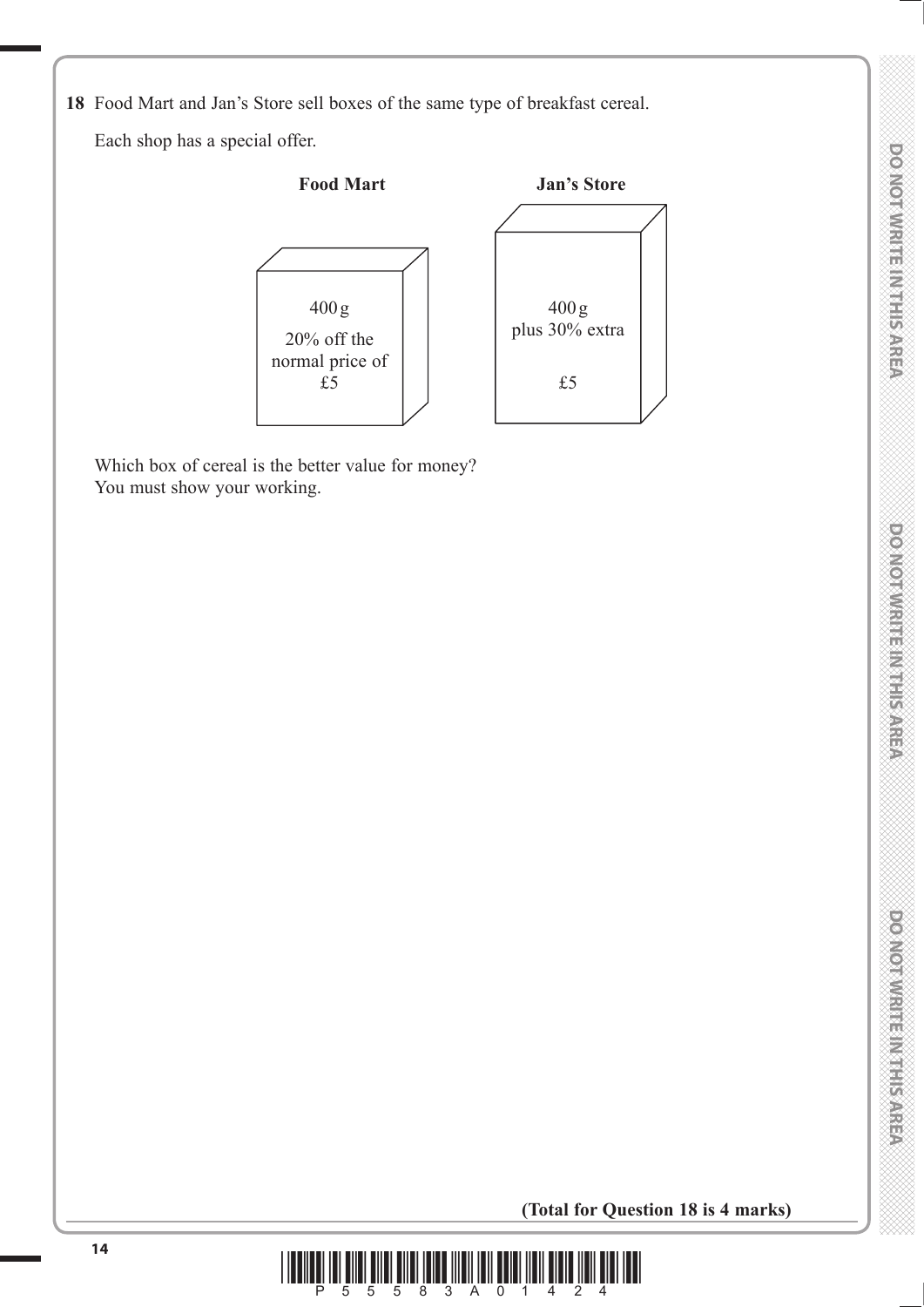**18** Food Mart and Jan's Store sell boxes of the same type of breakfast cereal.

Each shop has a special offer.

**Food Mart**

400 g
20% off the normal price of £5

**Jan's Store**

400 g
plus 30% extra
£5

Which box of cereal is the better value for money?
You must show your working.

**(Total for Question 18 is 4 marks)**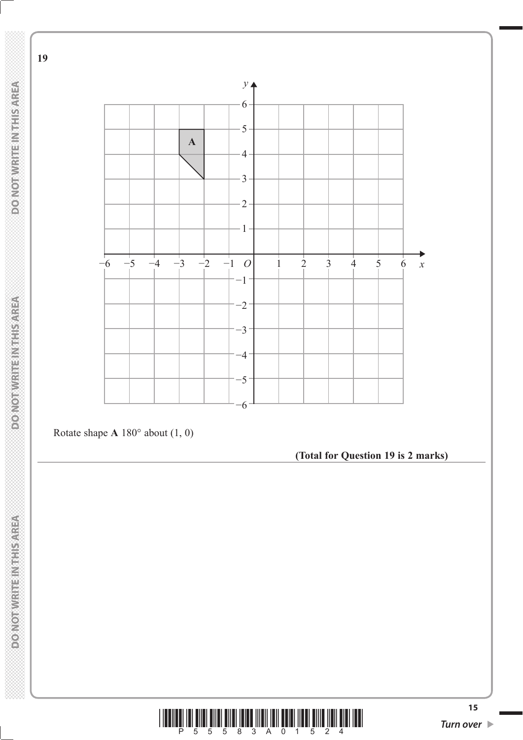**19**

Rotate shape **A** 180° about (1, 0)

**(Total for Question 19 is 2 marks)**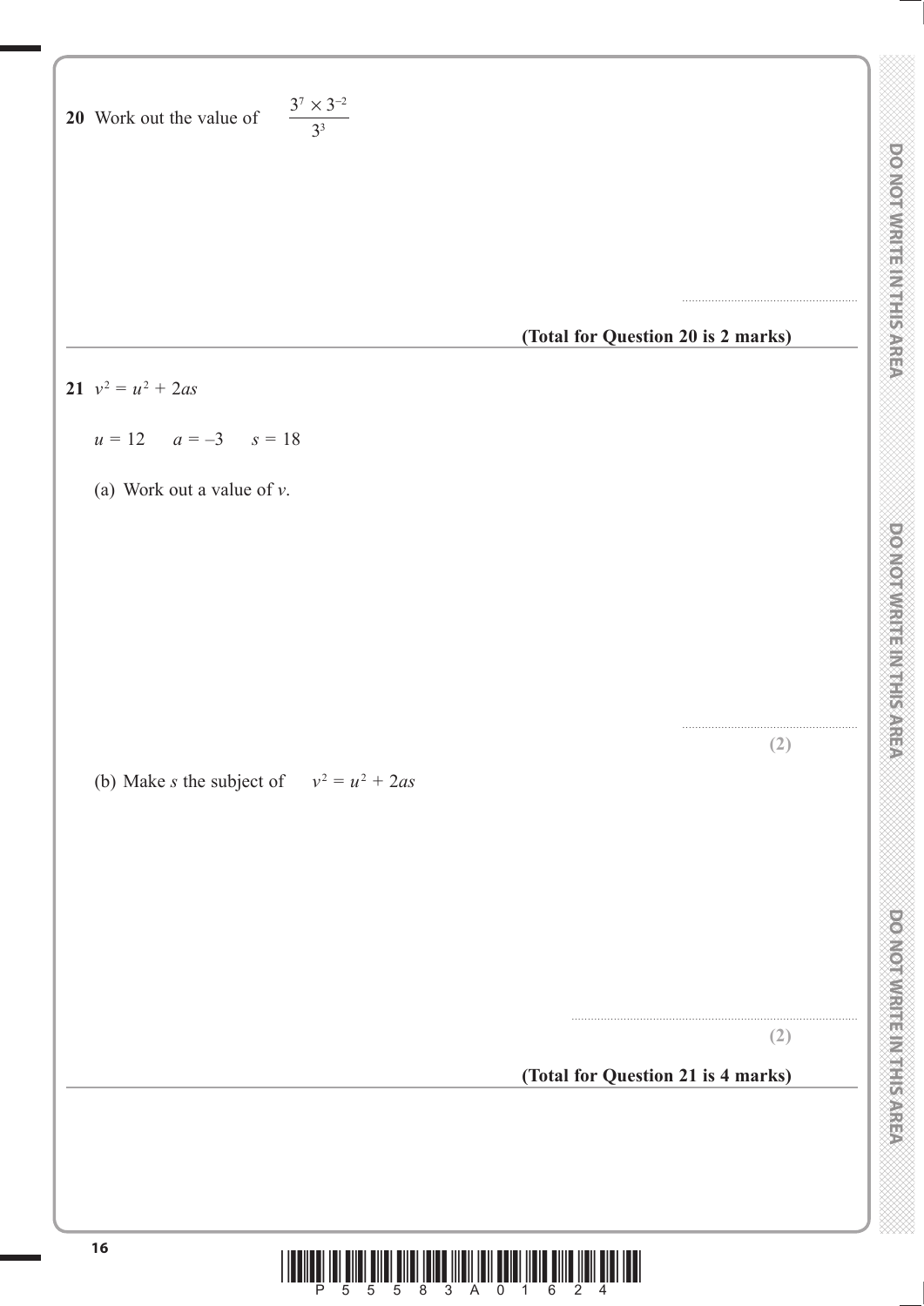**20** Work out the value of $\dfrac{3^7 \times 3^{-2}}{3^3}$

......................................................

**(Total for Question 20 is 2 marks)**

---

**21** $v^2 = u^2 + 2as$

$u = 12 \quad a = -3 \quad s = 18$

(a) Work out a value of $v$.

......................................................

**(2)**

(b) Make $s$ the subject of $\quad v^2 = u^2 + 2as$

......................................................

**(2)**

**(Total for Question 21 is 4 marks)**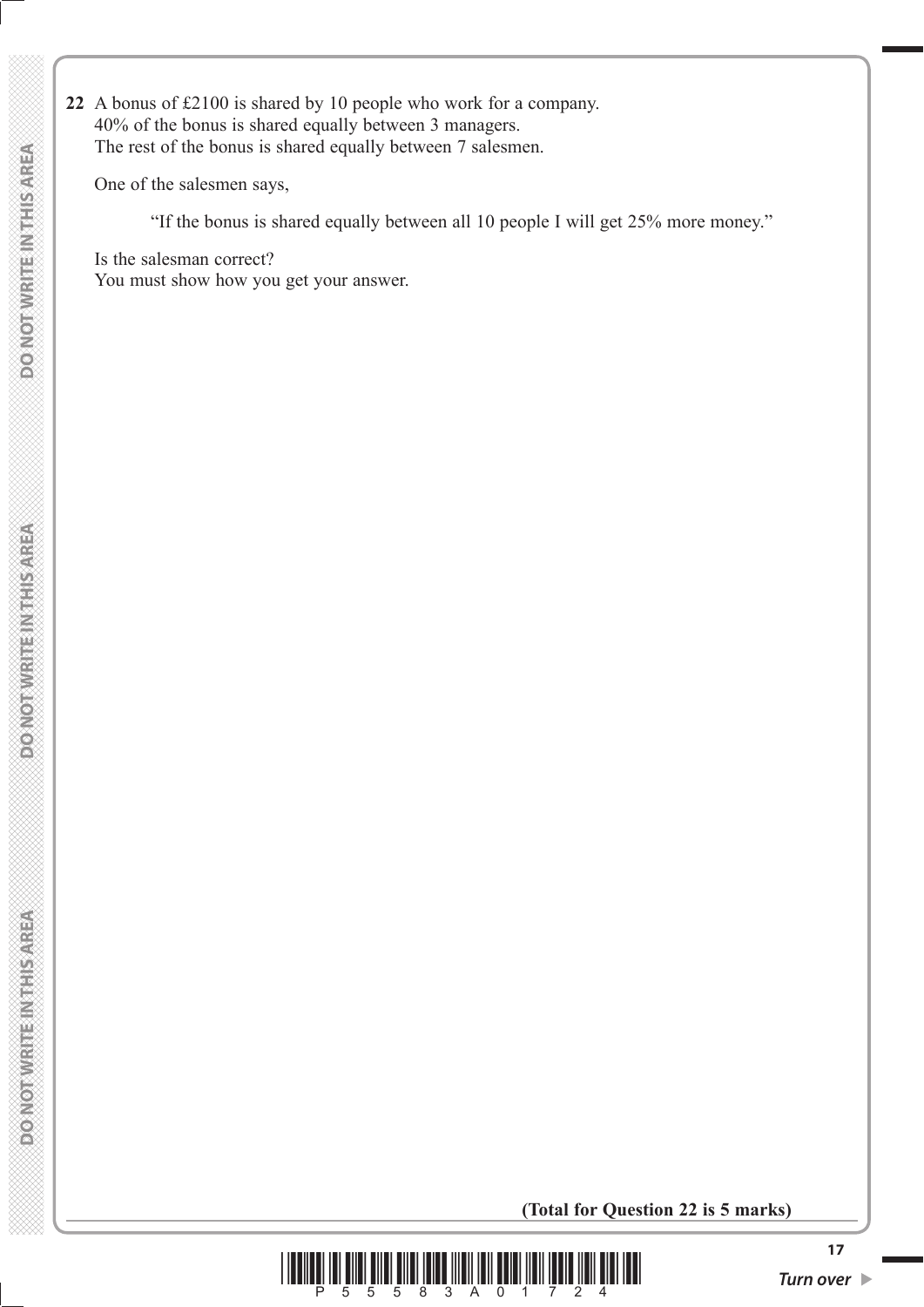**22** A bonus of £2100 is shared by 10 people who work for a company.
40% of the bonus is shared equally between 3 managers.
The rest of the bonus is shared equally between 7 salesmen.

One of the salesmen says,

> "If the bonus is shared equally between all 10 people I will get 25% more money."

Is the salesman correct?
You must show how you get your answer.

**(Total for Question 22 is 5 marks)**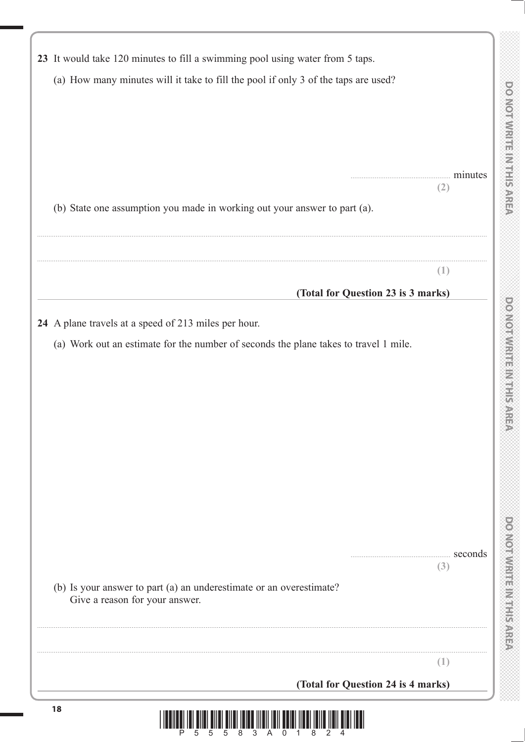**23** It would take 120 minutes to fill a swimming pool using water from 5 taps.

(a) How many minutes will it take to fill the pool if only 3 of the taps are used?

.......................................................... minutes

**(2)**

(b) State one assumption you made in working out your answer to part (a).

..........................................................................................................................................................................

..........................................................................................................................................................................

**(1)**

**(Total for Question 23 is 3 marks)**

---

**24** A plane travels at a speed of 213 miles per hour.

(a) Work out an estimate for the number of seconds the plane takes to travel 1 mile.

.......................................................... seconds

**(3)**

(b) Is your answer to part (a) an underestimate or an overestimate?
Give a reason for your answer.

..........................................................................................................................................................................

..........................................................................................................................................................................

**(1)**

**(Total for Question 24 is 4 marks)**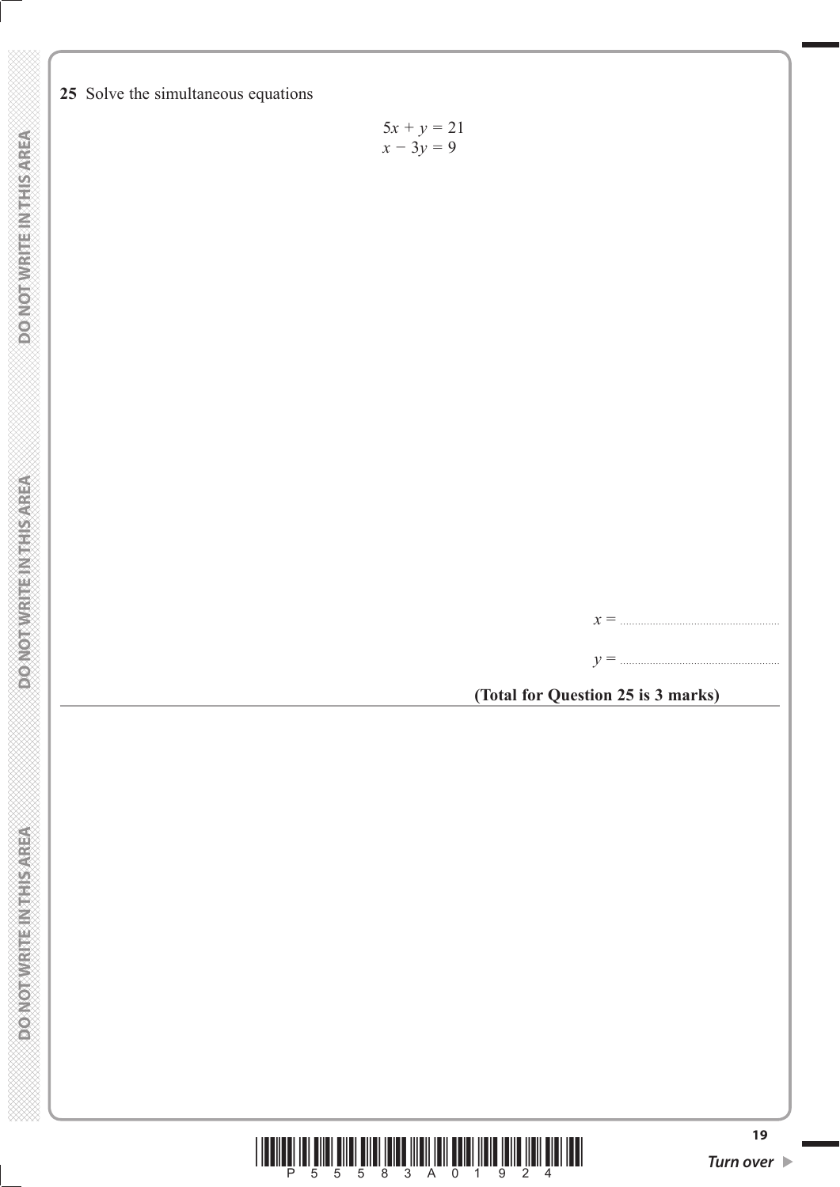**25** Solve the simultaneous equations

$$5x + y = 21$$
$$x - 3y = 9$$

$x =$ ....................................................

$y =$ ....................................................

**(Total for Question 25 is 3 marks)**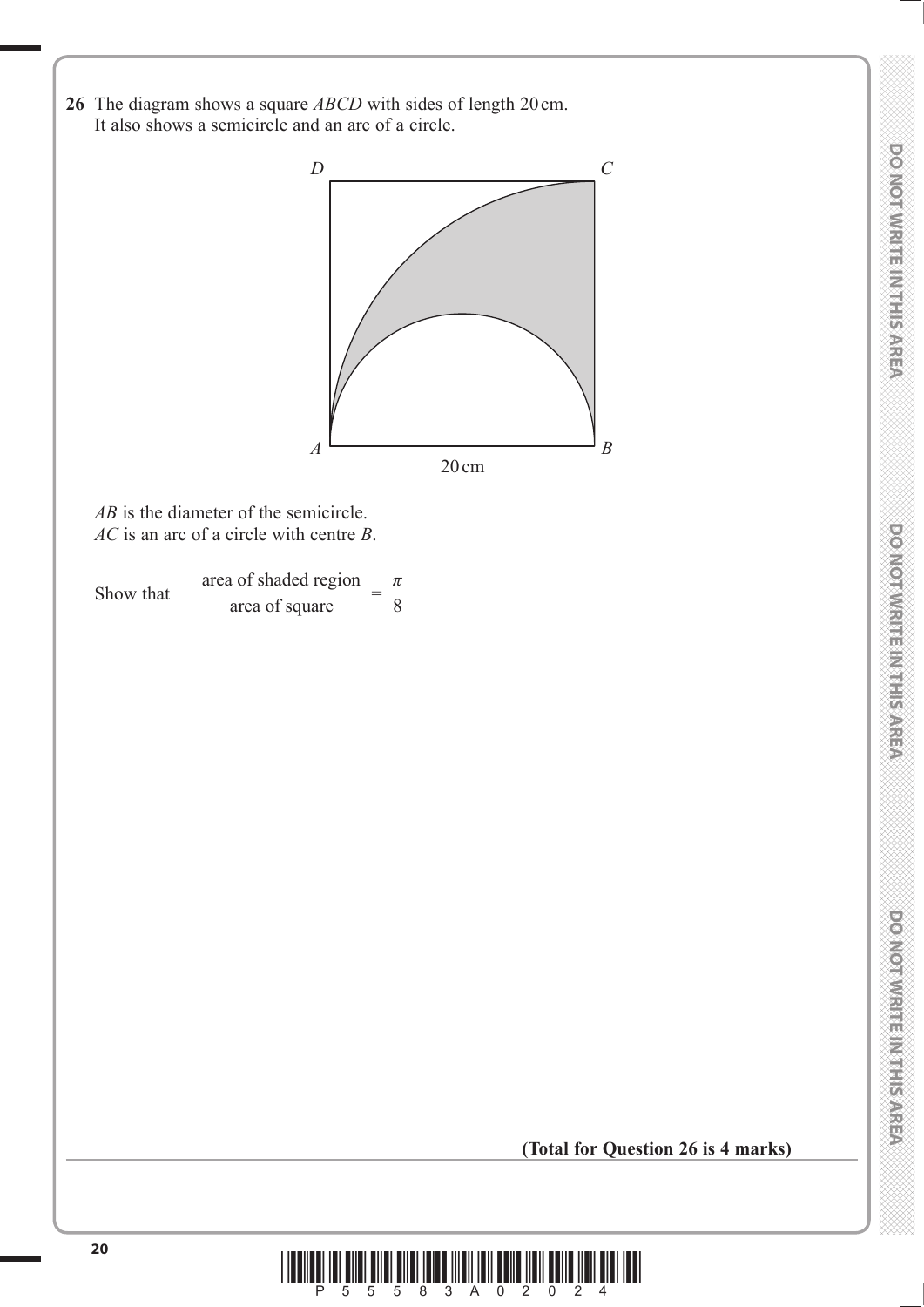**26** The diagram shows a square *ABCD* with sides of length 20 cm.
It also shows a semicircle and an arc of a circle.

*AB* is the diameter of the semicircle.
*AC* is an arc of a circle with centre *B*.

Show that $\dfrac{\text{area of shaded region}}{\text{area of square}} = \dfrac{\pi}{8}$

**(Total for Question 26 is 4 marks)**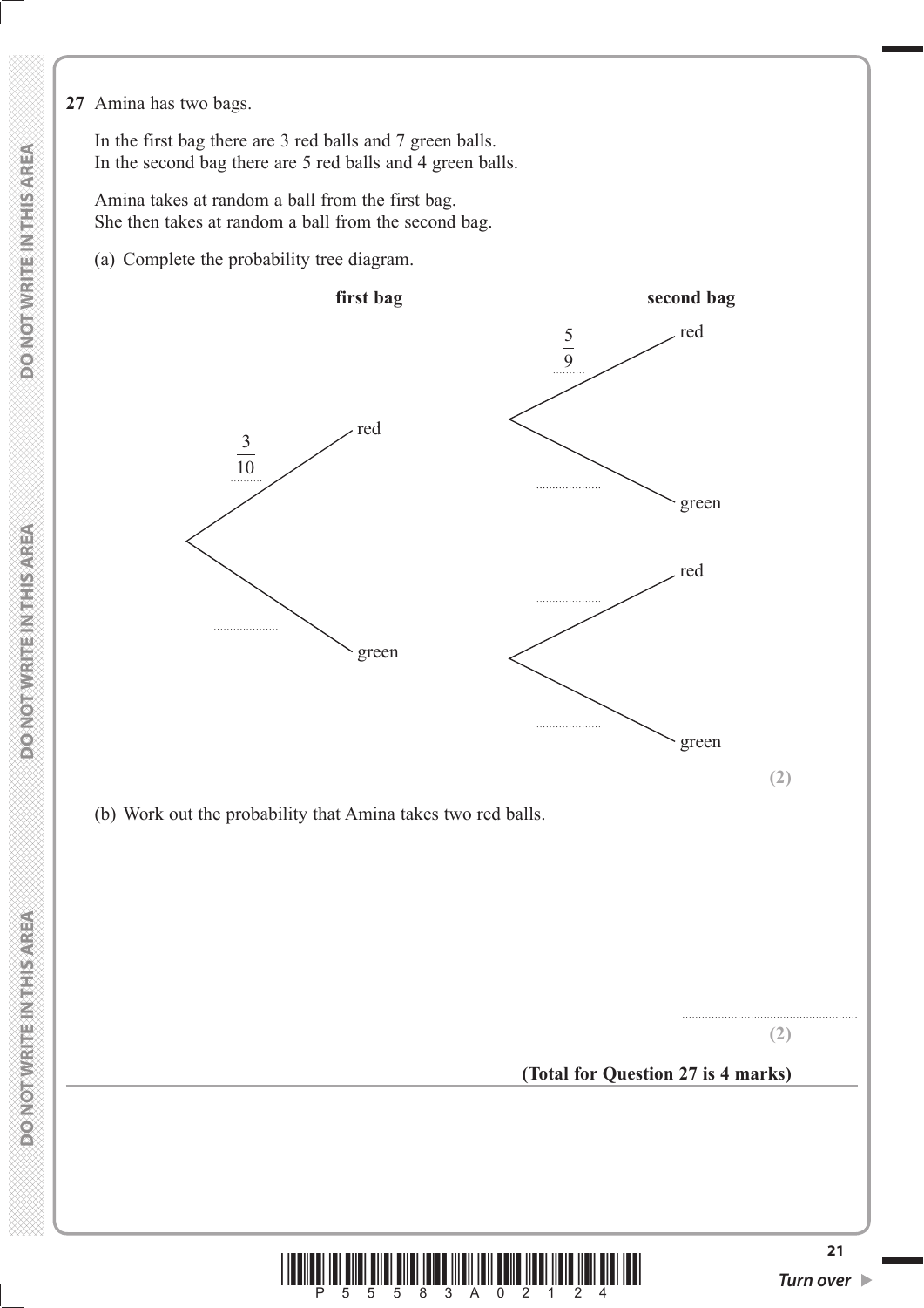**27** Amina has two bags.

In the first bag there are 3 red balls and 7 green balls.
In the second bag there are 5 red balls and 4 green balls.

Amina takes at random a ball from the first bag.
She then takes at random a ball from the second bag.

(a) Complete the probability tree diagram.

**first bag** — **second bag**

- $\frac{3}{10}$ red
  - $\frac{5}{9}$ red
  - .................... green
- .................... green
  - .................... red
  - .................... green

**(2)**

(b) Work out the probability that Amina takes two red balls.

.......................................................

**(2)**

**(Total for Question 27 is 4 marks)**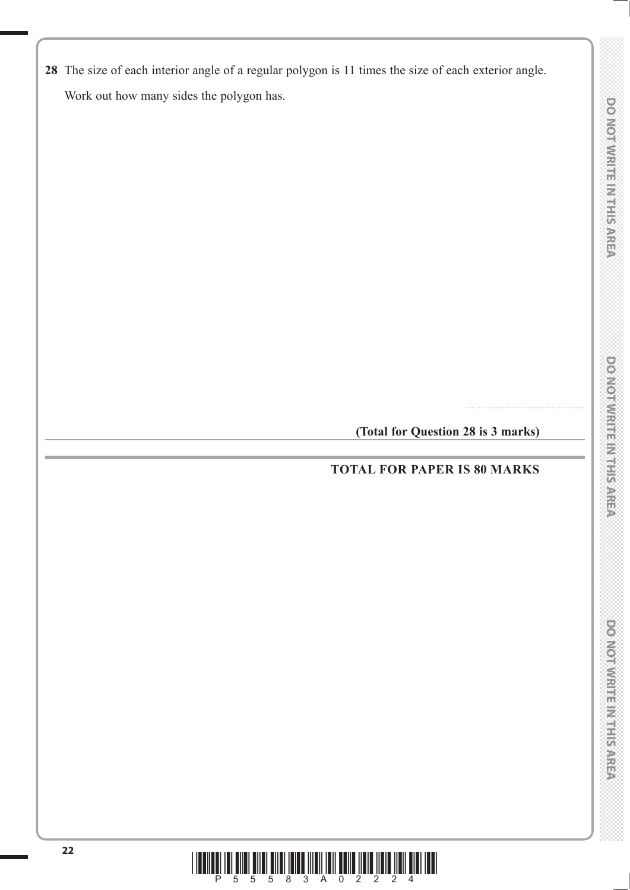**28** The size of each interior angle of a regular polygon is 11 times the size of each exterior angle.

Work out how many sides the polygon has.

.......................................................

**(Total for Question 28 is 3 marks)**

---

**TOTAL FOR PAPER IS 80 MARKS**